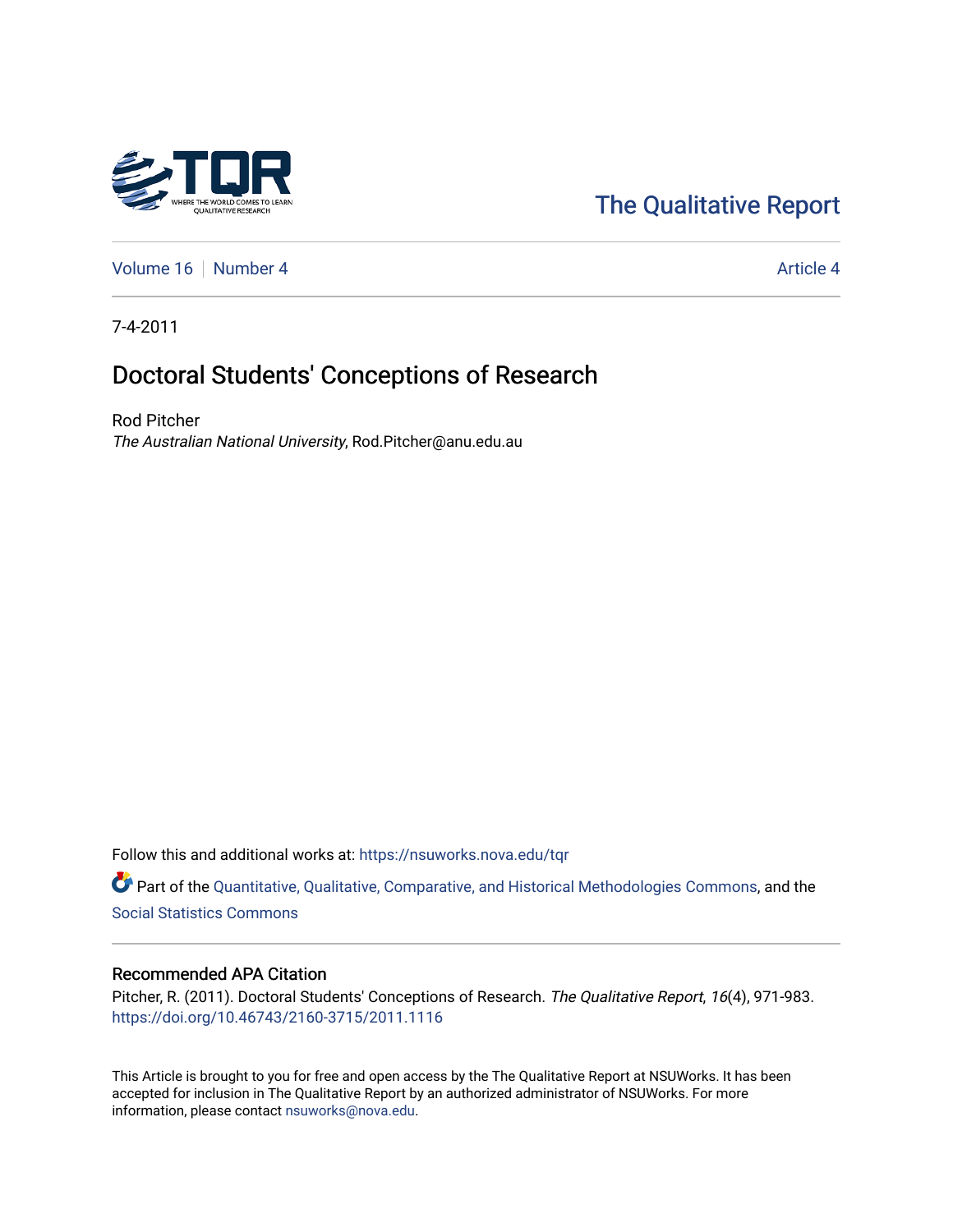The Qualitative Report

Volume 16 | Number 4 | Article 4

7-4-2011

# Doctoral Students' Conceptions of Research

Rod Pitcher
*The Australian National University*, Rod.Pitcher@anu.edu.au

Follow this and additional works at: https://nsuworks.nova.edu/tqr

Part of the Quantitative, Qualitative, Comparative, and Historical Methodologies Commons, and the Social Statistics Commons

## Recommended APA Citation

Pitcher, R. (2011). Doctoral Students' Conceptions of Research. *The Qualitative Report*, *16*(4), 971-983. https://doi.org/10.46743/2160-3715/2011.1116

This Article is brought to you for free and open access by the The Qualitative Report at NSUWorks. It has been accepted for inclusion in The Qualitative Report by an authorized administrator of NSUWorks. For more information, please contact nsuworks@nova.edu.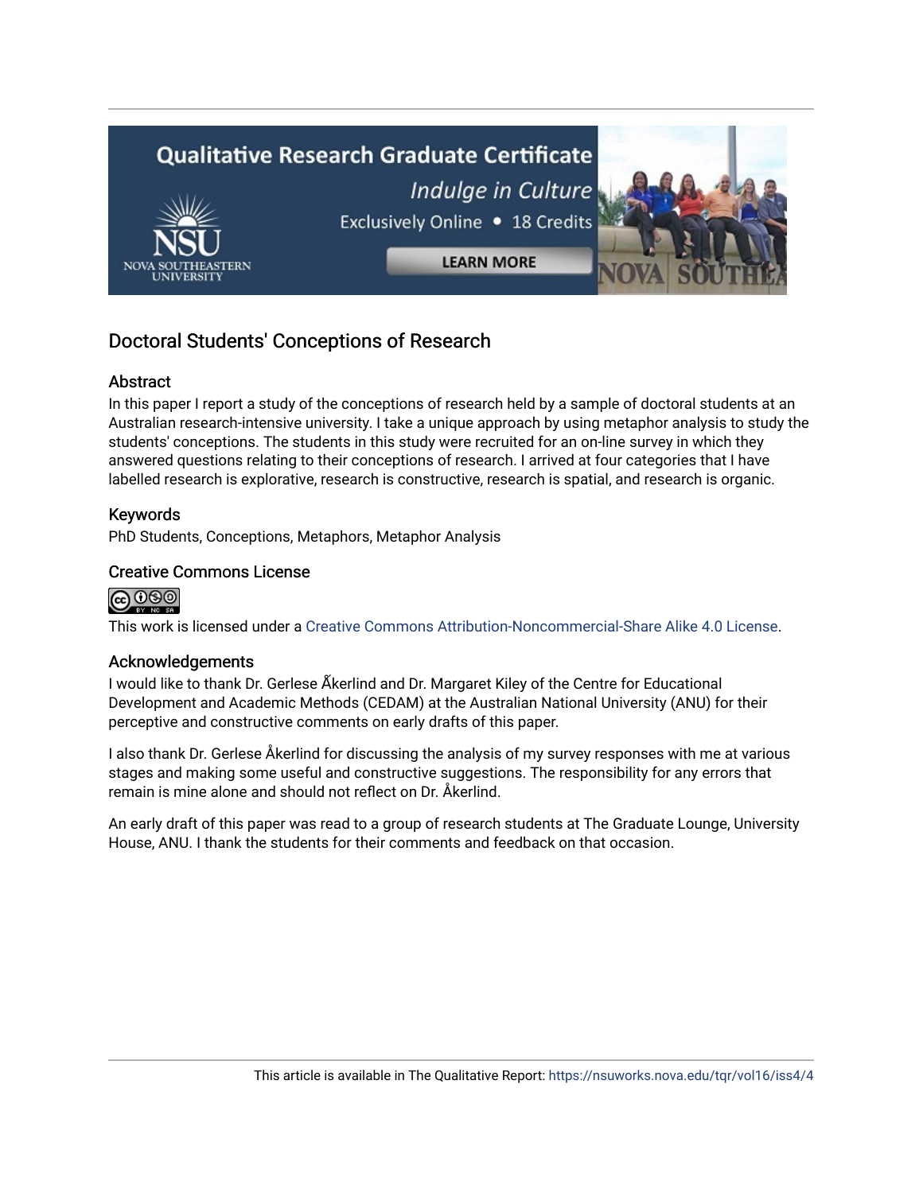## Doctoral Students' Conceptions of Research

### Abstract

In this paper I report a study of the conceptions of research held by a sample of doctoral students at an Australian research-intensive university. I take a unique approach by using metaphor analysis to study the students' conceptions. The students in this study were recruited for an on-line survey in which they answered questions relating to their conceptions of research. I arrived at four categories that I have labelled research is explorative, research is constructive, research is spatial, and research is organic.

### Keywords

PhD Students, Conceptions, Metaphors, Metaphor Analysis

### Creative Commons License

This work is licensed under a Creative Commons Attribution-Noncommercial-Share Alike 4.0 License.

### Acknowledgements

I would like to thank Dr. Gerlese Ã kerlind and Dr. Margaret Kiley of the Centre for Educational Development and Academic Methods (CEDAM) at the Australian National University (ANU) for their perceptive and constructive comments on early drafts of this paper.

I also thank Dr. Gerlese Åkerlind for discussing the analysis of my survey responses with me at various stages and making some useful and constructive suggestions. The responsibility for any errors that remain is mine alone and should not reflect on Dr. Åkerlind.

An early draft of this paper was read to a group of research students at The Graduate Lounge, University House, ANU. I thank the students for their comments and feedback on that occasion.

This article is available in The Qualitative Report: https://nsuworks.nova.edu/tqr/vol16/iss4/4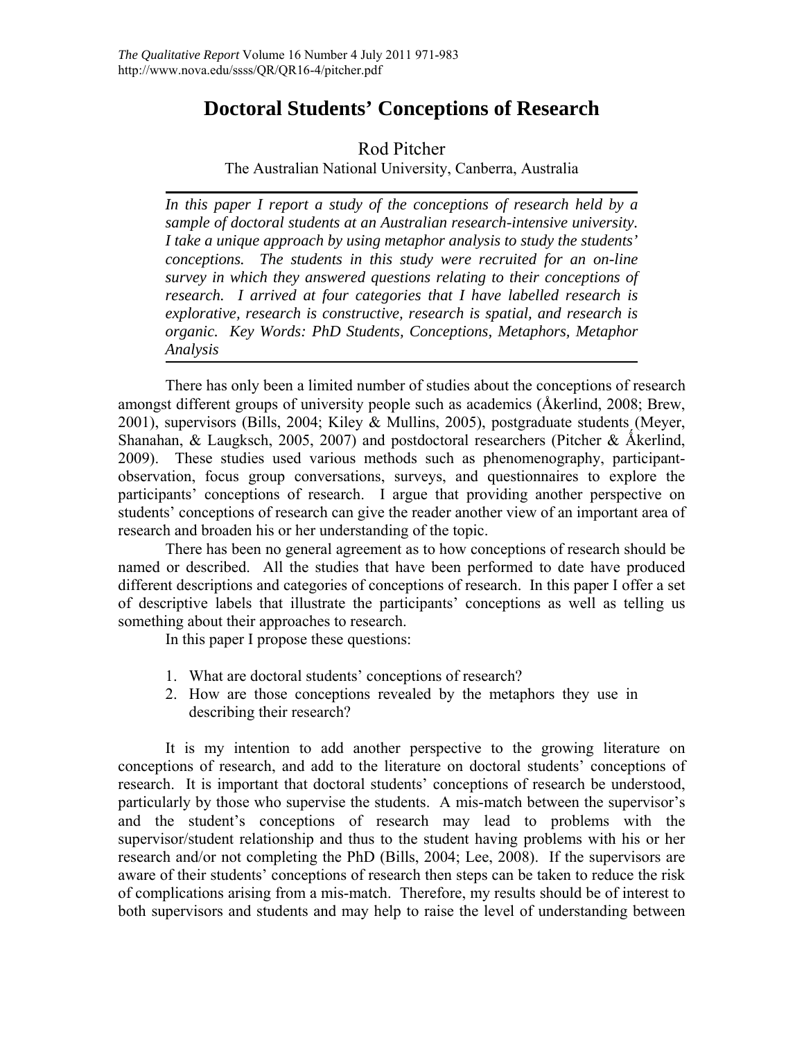# Doctoral Students' Conceptions of Research

Rod Pitcher

The Australian National University, Canberra, Australia

*In this paper I report a study of the conceptions of research held by a sample of doctoral students at an Australian research-intensive university. I take a unique approach by using metaphor analysis to study the students' conceptions. The students in this study were recruited for an on-line survey in which they answered questions relating to their conceptions of research. I arrived at four categories that I have labelled research is explorative, research is constructive, research is spatial, and research is organic. Key Words: PhD Students, Conceptions, Metaphors, Metaphor Analysis*

There has only been a limited number of studies about the conceptions of research amongst different groups of university people such as academics (Åkerlind, 2008; Brew, 2001), supervisors (Bills, 2004; Kiley & Mullins, 2005), postgraduate students (Meyer, Shanahan, & Laugksch, 2005, 2007) and postdoctoral researchers (Pitcher & Åkerlind, 2009). These studies used various methods such as phenomenography, participant-observation, focus group conversations, surveys, and questionnaires to explore the participants' conceptions of research. I argue that providing another perspective on students' conceptions of research can give the reader another view of an important area of research and broaden his or her understanding of the topic.

There has been no general agreement as to how conceptions of research should be named or described. All the studies that have been performed to date have produced different descriptions and categories of conceptions of research. In this paper I offer a set of descriptive labels that illustrate the participants' conceptions as well as telling us something about their approaches to research.

In this paper I propose these questions:

1. What are doctoral students' conceptions of research?
2. How are those conceptions revealed by the metaphors they use in describing their research?

It is my intention to add another perspective to the growing literature on conceptions of research, and add to the literature on doctoral students' conceptions of research. It is important that doctoral students' conceptions of research be understood, particularly by those who supervise the students. A mis-match between the supervisor's and the student's conceptions of research may lead to problems with the supervisor/student relationship and thus to the student having problems with his or her research and/or not completing the PhD (Bills, 2004; Lee, 2008). If the supervisors are aware of their students' conceptions of research then steps can be taken to reduce the risk of complications arising from a mis-match. Therefore, my results should be of interest to both supervisors and students and may help to raise the level of understanding between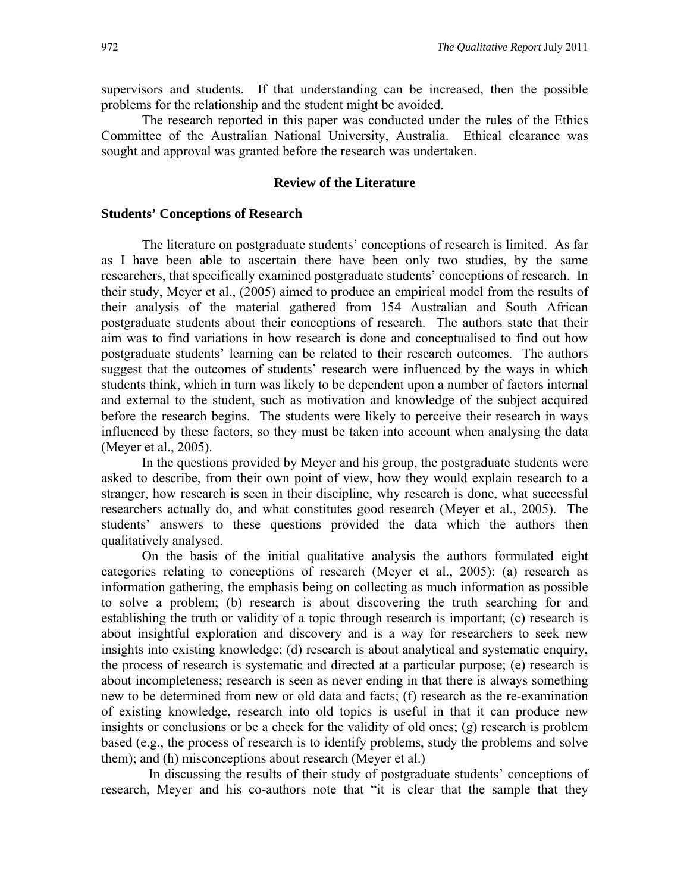supervisors and students. If that understanding can be increased, then the possible problems for the relationship and the student might be avoided.

The research reported in this paper was conducted under the rules of the Ethics Committee of the Australian National University, Australia. Ethical clearance was sought and approval was granted before the research was undertaken.

## Review of the Literature

### Students' Conceptions of Research

The literature on postgraduate students' conceptions of research is limited. As far as I have been able to ascertain there have been only two studies, by the same researchers, that specifically examined postgraduate students' conceptions of research. In their study, Meyer et al., (2005) aimed to produce an empirical model from the results of their analysis of the material gathered from 154 Australian and South African postgraduate students about their conceptions of research. The authors state that their aim was to find variations in how research is done and conceptualised to find out how postgraduate students' learning can be related to their research outcomes. The authors suggest that the outcomes of students' research were influenced by the ways in which students think, which in turn was likely to be dependent upon a number of factors internal and external to the student, such as motivation and knowledge of the subject acquired before the research begins. The students were likely to perceive their research in ways influenced by these factors, so they must be taken into account when analysing the data (Meyer et al., 2005).

In the questions provided by Meyer and his group, the postgraduate students were asked to describe, from their own point of view, how they would explain research to a stranger, how research is seen in their discipline, why research is done, what successful researchers actually do, and what constitutes good research (Meyer et al., 2005). The students' answers to these questions provided the data which the authors then qualitatively analysed.

On the basis of the initial qualitative analysis the authors formulated eight categories relating to conceptions of research (Meyer et al., 2005): (a) research as information gathering, the emphasis being on collecting as much information as possible to solve a problem; (b) research is about discovering the truth searching for and establishing the truth or validity of a topic through research is important; (c) research is about insightful exploration and discovery and is a way for researchers to seek new insights into existing knowledge; (d) research is about analytical and systematic enquiry, the process of research is systematic and directed at a particular purpose; (e) research is about incompleteness; research is seen as never ending in that there is always something new to be determined from new or old data and facts; (f) research as the re-examination of existing knowledge, research into old topics is useful in that it can produce new insights or conclusions or be a check for the validity of old ones; (g) research is problem based (e.g., the process of research is to identify problems, study the problems and solve them); and (h) misconceptions about research (Meyer et al.)

In discussing the results of their study of postgraduate students' conceptions of research, Meyer and his co-authors note that "it is clear that the sample that they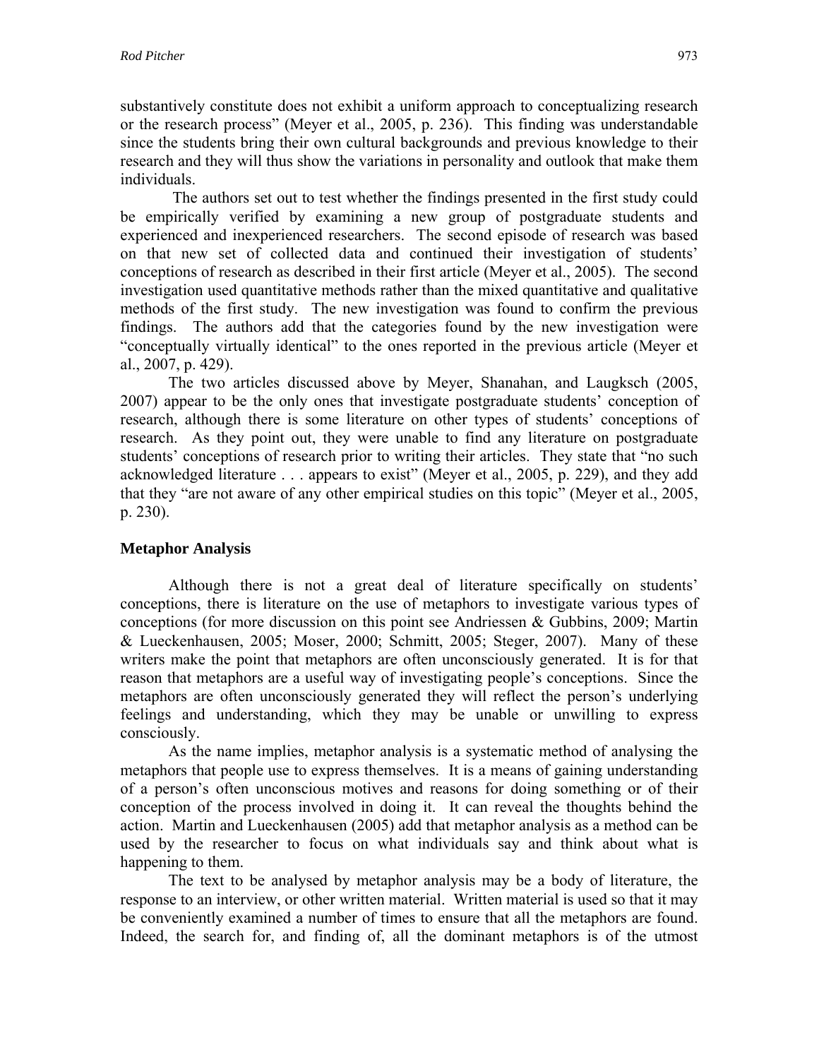substantively constitute does not exhibit a uniform approach to conceptualizing research or the research process" (Meyer et al., 2005, p. 236). This finding was understandable since the students bring their own cultural backgrounds and previous knowledge to their research and they will thus show the variations in personality and outlook that make them individuals.

The authors set out to test whether the findings presented in the first study could be empirically verified by examining a new group of postgraduate students and experienced and inexperienced researchers. The second episode of research was based on that new set of collected data and continued their investigation of students' conceptions of research as described in their first article (Meyer et al., 2005). The second investigation used quantitative methods rather than the mixed quantitative and qualitative methods of the first study. The new investigation was found to confirm the previous findings. The authors add that the categories found by the new investigation were "conceptually virtually identical" to the ones reported in the previous article (Meyer et al., 2007, p. 429).

The two articles discussed above by Meyer, Shanahan, and Laugksch (2005, 2007) appear to be the only ones that investigate postgraduate students' conception of research, although there is some literature on other types of students' conceptions of research. As they point out, they were unable to find any literature on postgraduate students' conceptions of research prior to writing their articles. They state that "no such acknowledged literature . . . appears to exist" (Meyer et al., 2005, p. 229), and they add that they "are not aware of any other empirical studies on this topic" (Meyer et al., 2005, p. 230).

## Metaphor Analysis

Although there is not a great deal of literature specifically on students' conceptions, there is literature on the use of metaphors to investigate various types of conceptions (for more discussion on this point see Andriessen & Gubbins, 2009; Martin & Lueckenhausen, 2005; Moser, 2000; Schmitt, 2005; Steger, 2007). Many of these writers make the point that metaphors are often unconsciously generated. It is for that reason that metaphors are a useful way of investigating people's conceptions. Since the metaphors are often unconsciously generated they will reflect the person's underlying feelings and understanding, which they may be unable or unwilling to express consciously.

As the name implies, metaphor analysis is a systematic method of analysing the metaphors that people use to express themselves. It is a means of gaining understanding of a person's often unconscious motives and reasons for doing something or of their conception of the process involved in doing it. It can reveal the thoughts behind the action. Martin and Lueckenhausen (2005) add that metaphor analysis as a method can be used by the researcher to focus on what individuals say and think about what is happening to them.

The text to be analysed by metaphor analysis may be a body of literature, the response to an interview, or other written material. Written material is used so that it may be conveniently examined a number of times to ensure that all the metaphors are found. Indeed, the search for, and finding of, all the dominant metaphors is of the utmost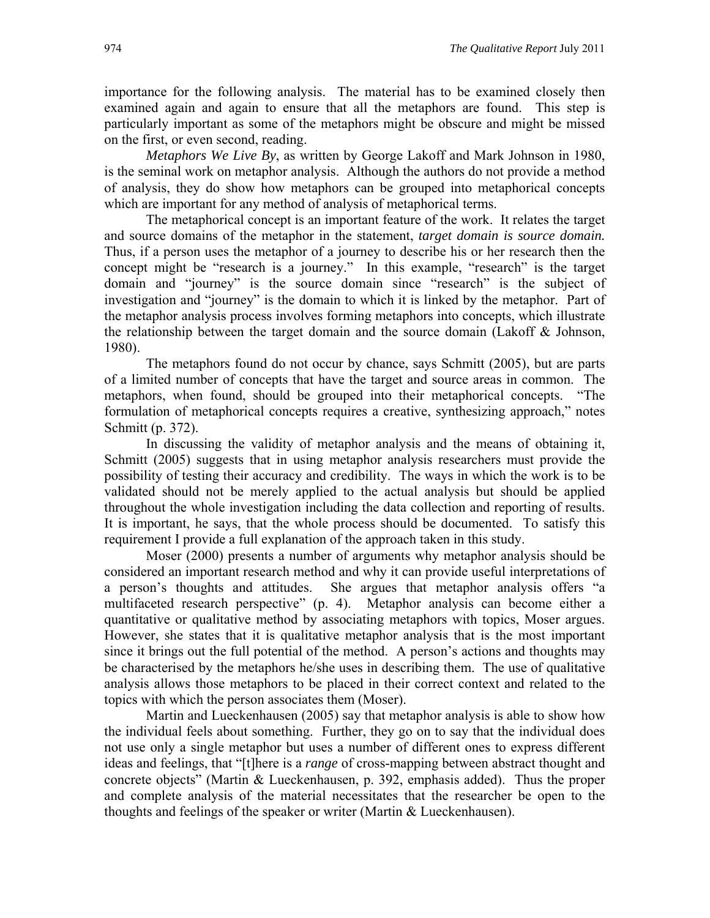importance for the following analysis. The material has to be examined closely then examined again and again to ensure that all the metaphors are found. This step is particularly important as some of the metaphors might be obscure and might be missed on the first, or even second, reading.

*Metaphors We Live By*, as written by George Lakoff and Mark Johnson in 1980, is the seminal work on metaphor analysis. Although the authors do not provide a method of analysis, they do show how metaphors can be grouped into metaphorical concepts which are important for any method of analysis of metaphorical terms.

The metaphorical concept is an important feature of the work. It relates the target and source domains of the metaphor in the statement, *target domain is source domain.* Thus, if a person uses the metaphor of a journey to describe his or her research then the concept might be "research is a journey." In this example, "research" is the target domain and "journey" is the source domain since "research" is the subject of investigation and "journey" is the domain to which it is linked by the metaphor. Part of the metaphor analysis process involves forming metaphors into concepts, which illustrate the relationship between the target domain and the source domain (Lakoff & Johnson, 1980).

The metaphors found do not occur by chance, says Schmitt (2005), but are parts of a limited number of concepts that have the target and source areas in common. The metaphors, when found, should be grouped into their metaphorical concepts. "The formulation of metaphorical concepts requires a creative, synthesizing approach," notes Schmitt (p. 372).

In discussing the validity of metaphor analysis and the means of obtaining it, Schmitt (2005) suggests that in using metaphor analysis researchers must provide the possibility of testing their accuracy and credibility. The ways in which the work is to be validated should not be merely applied to the actual analysis but should be applied throughout the whole investigation including the data collection and reporting of results. It is important, he says, that the whole process should be documented. To satisfy this requirement I provide a full explanation of the approach taken in this study.

Moser (2000) presents a number of arguments why metaphor analysis should be considered an important research method and why it can provide useful interpretations of a person's thoughts and attitudes. She argues that metaphor analysis offers "a multifaceted research perspective" (p. 4). Metaphor analysis can become either a quantitative or qualitative method by associating metaphors with topics, Moser argues. However, she states that it is qualitative metaphor analysis that is the most important since it brings out the full potential of the method. A person's actions and thoughts may be characterised by the metaphors he/she uses in describing them. The use of qualitative analysis allows those metaphors to be placed in their correct context and related to the topics with which the person associates them (Moser).

Martin and Lueckenhausen (2005) say that metaphor analysis is able to show how the individual feels about something. Further, they go on to say that the individual does not use only a single metaphor but uses a number of different ones to express different ideas and feelings, that "[t]here is a *range* of cross-mapping between abstract thought and concrete objects" (Martin & Lueckenhausen, p. 392, emphasis added). Thus the proper and complete analysis of the material necessitates that the researcher be open to the thoughts and feelings of the speaker or writer (Martin & Lueckenhausen).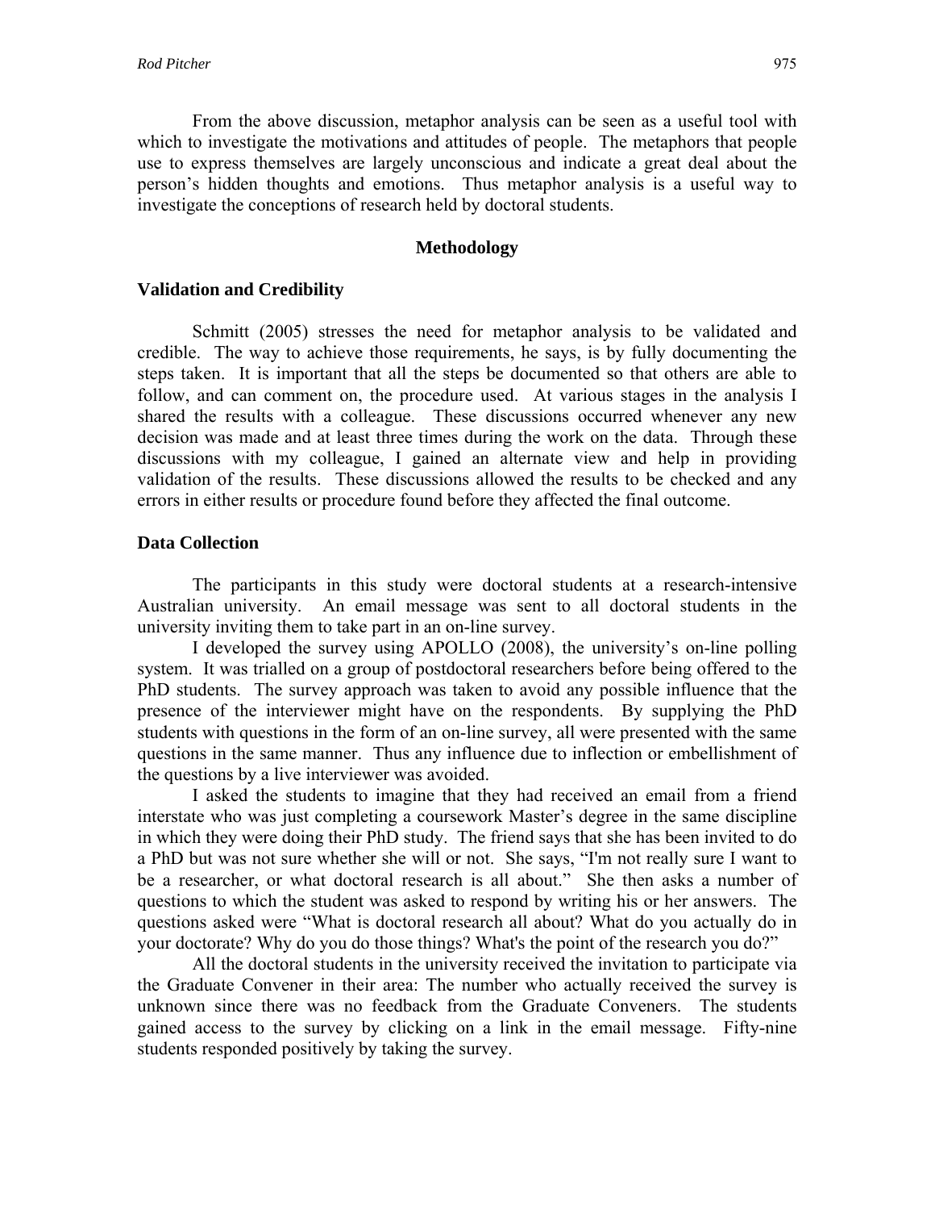From the above discussion, metaphor analysis can be seen as a useful tool with which to investigate the motivations and attitudes of people. The metaphors that people use to express themselves are largely unconscious and indicate a great deal about the person's hidden thoughts and emotions. Thus metaphor analysis is a useful way to investigate the conceptions of research held by doctoral students.

## Methodology

### Validation and Credibility

Schmitt (2005) stresses the need for metaphor analysis to be validated and credible. The way to achieve those requirements, he says, is by fully documenting the steps taken. It is important that all the steps be documented so that others are able to follow, and can comment on, the procedure used. At various stages in the analysis I shared the results with a colleague. These discussions occurred whenever any new decision was made and at least three times during the work on the data. Through these discussions with my colleague, I gained an alternate view and help in providing validation of the results. These discussions allowed the results to be checked and any errors in either results or procedure found before they affected the final outcome.

### Data Collection

The participants in this study were doctoral students at a research-intensive Australian university. An email message was sent to all doctoral students in the university inviting them to take part in an on-line survey.

I developed the survey using APOLLO (2008), the university's on-line polling system. It was trialled on a group of postdoctoral researchers before being offered to the PhD students. The survey approach was taken to avoid any possible influence that the presence of the interviewer might have on the respondents. By supplying the PhD students with questions in the form of an on-line survey, all were presented with the same questions in the same manner. Thus any influence due to inflection or embellishment of the questions by a live interviewer was avoided.

I asked the students to imagine that they had received an email from a friend interstate who was just completing a coursework Master's degree in the same discipline in which they were doing their PhD study. The friend says that she has been invited to do a PhD but was not sure whether she will or not. She says, "I'm not really sure I want to be a researcher, or what doctoral research is all about." She then asks a number of questions to which the student was asked to respond by writing his or her answers. The questions asked were "What is doctoral research all about? What do you actually do in your doctorate? Why do you do those things? What's the point of the research you do?"

All the doctoral students in the university received the invitation to participate via the Graduate Convener in their area: The number who actually received the survey is unknown since there was no feedback from the Graduate Conveners. The students gained access to the survey by clicking on a link in the email message. Fifty-nine students responded positively by taking the survey.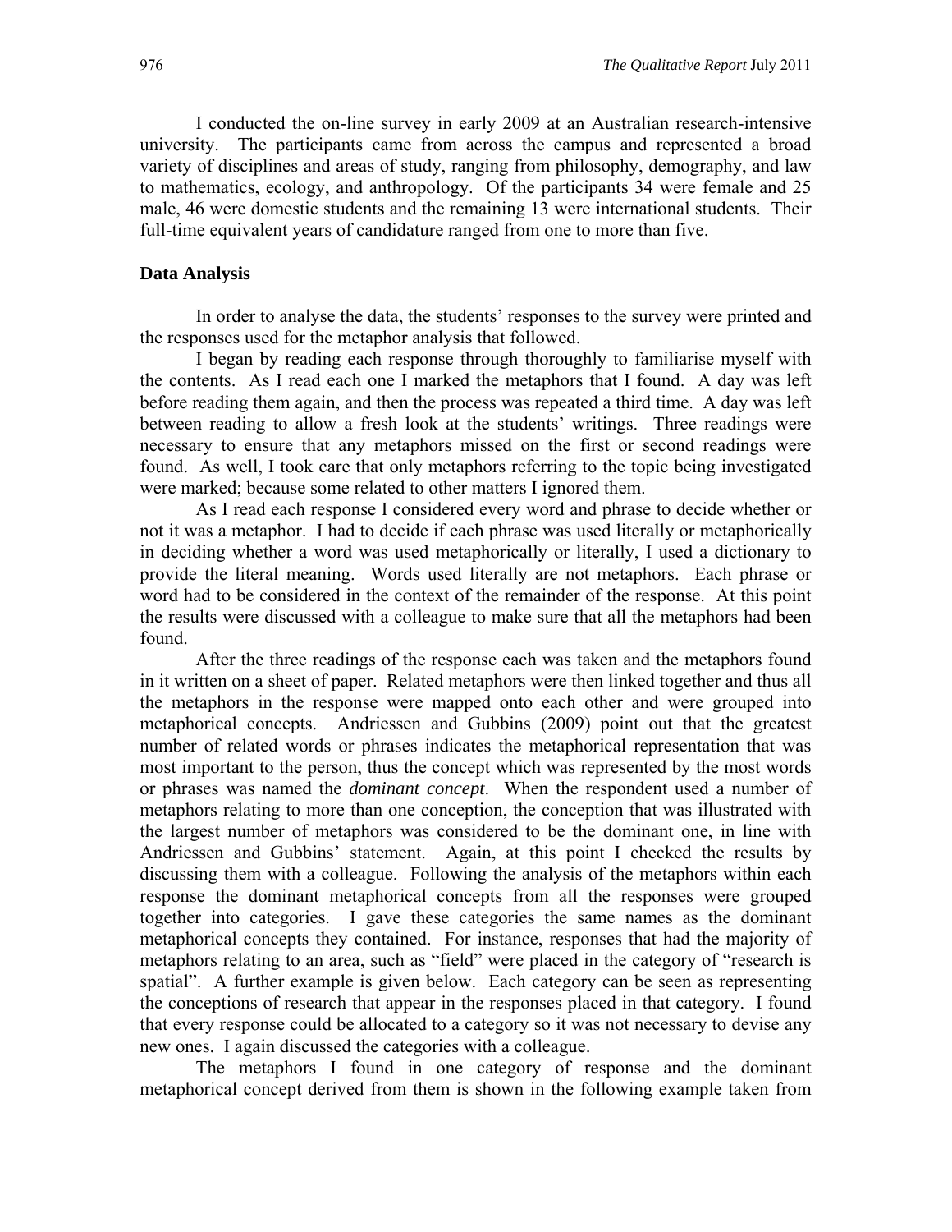I conducted the on-line survey in early 2009 at an Australian research-intensive university. The participants came from across the campus and represented a broad variety of disciplines and areas of study, ranging from philosophy, demography, and law to mathematics, ecology, and anthropology. Of the participants 34 were female and 25 male, 46 were domestic students and the remaining 13 were international students. Their full-time equivalent years of candidature ranged from one to more than five.

### Data Analysis

In order to analyse the data, the students' responses to the survey were printed and the responses used for the metaphor analysis that followed.

I began by reading each response through thoroughly to familiarise myself with the contents. As I read each one I marked the metaphors that I found. A day was left before reading them again, and then the process was repeated a third time. A day was left between reading to allow a fresh look at the students' writings. Three readings were necessary to ensure that any metaphors missed on the first or second readings were found. As well, I took care that only metaphors referring to the topic being investigated were marked; because some related to other matters I ignored them.

As I read each response I considered every word and phrase to decide whether or not it was a metaphor. I had to decide if each phrase was used literally or metaphorically in deciding whether a word was used metaphorically or literally, I used a dictionary to provide the literal meaning. Words used literally are not metaphors. Each phrase or word had to be considered in the context of the remainder of the response. At this point the results were discussed with a colleague to make sure that all the metaphors had been found.

After the three readings of the response each was taken and the metaphors found in it written on a sheet of paper. Related metaphors were then linked together and thus all the metaphors in the response were mapped onto each other and were grouped into metaphorical concepts. Andriessen and Gubbins (2009) point out that the greatest number of related words or phrases indicates the metaphorical representation that was most important to the person, thus the concept which was represented by the most words or phrases was named the *dominant concept*. When the respondent used a number of metaphors relating to more than one conception, the conception that was illustrated with the largest number of metaphors was considered to be the dominant one, in line with Andriessen and Gubbins' statement. Again, at this point I checked the results by discussing them with a colleague. Following the analysis of the metaphors within each response the dominant metaphorical concepts from all the responses were grouped together into categories. I gave these categories the same names as the dominant metaphorical concepts they contained. For instance, responses that had the majority of metaphors relating to an area, such as "field" were placed in the category of "research is spatial". A further example is given below. Each category can be seen as representing the conceptions of research that appear in the responses placed in that category. I found that every response could be allocated to a category so it was not necessary to devise any new ones. I again discussed the categories with a colleague.

The metaphors I found in one category of response and the dominant metaphorical concept derived from them is shown in the following example taken from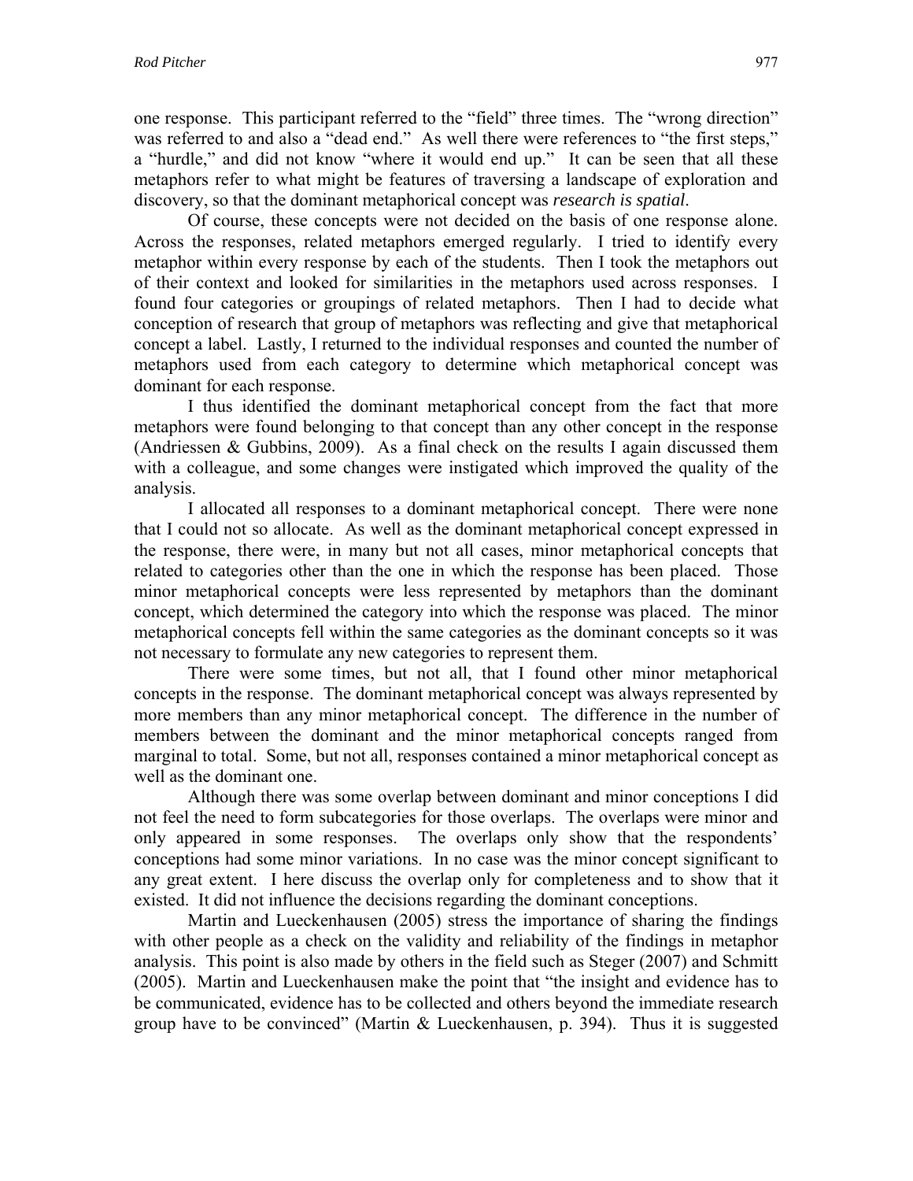one response. This participant referred to the "field" three times. The "wrong direction" was referred to and also a "dead end." As well there were references to "the first steps," a "hurdle," and did not know "where it would end up." It can be seen that all these metaphors refer to what might be features of traversing a landscape of exploration and discovery, so that the dominant metaphorical concept was *research is spatial*.

Of course, these concepts were not decided on the basis of one response alone. Across the responses, related metaphors emerged regularly. I tried to identify every metaphor within every response by each of the students. Then I took the metaphors out of their context and looked for similarities in the metaphors used across responses. I found four categories or groupings of related metaphors. Then I had to decide what conception of research that group of metaphors was reflecting and give that metaphorical concept a label. Lastly, I returned to the individual responses and counted the number of metaphors used from each category to determine which metaphorical concept was dominant for each response.

I thus identified the dominant metaphorical concept from the fact that more metaphors were found belonging to that concept than any other concept in the response (Andriessen & Gubbins, 2009). As a final check on the results I again discussed them with a colleague, and some changes were instigated which improved the quality of the analysis.

I allocated all responses to a dominant metaphorical concept. There were none that I could not so allocate. As well as the dominant metaphorical concept expressed in the response, there were, in many but not all cases, minor metaphorical concepts that related to categories other than the one in which the response has been placed. Those minor metaphorical concepts were less represented by metaphors than the dominant concept, which determined the category into which the response was placed. The minor metaphorical concepts fell within the same categories as the dominant concepts so it was not necessary to formulate any new categories to represent them.

There were some times, but not all, that I found other minor metaphorical concepts in the response. The dominant metaphorical concept was always represented by more members than any minor metaphorical concept. The difference in the number of members between the dominant and the minor metaphorical concepts ranged from marginal to total. Some, but not all, responses contained a minor metaphorical concept as well as the dominant one.

Although there was some overlap between dominant and minor conceptions I did not feel the need to form subcategories for those overlaps. The overlaps were minor and only appeared in some responses. The overlaps only show that the respondents' conceptions had some minor variations. In no case was the minor concept significant to any great extent. I here discuss the overlap only for completeness and to show that it existed. It did not influence the decisions regarding the dominant conceptions.

Martin and Lueckenhausen (2005) stress the importance of sharing the findings with other people as a check on the validity and reliability of the findings in metaphor analysis. This point is also made by others in the field such as Steger (2007) and Schmitt (2005). Martin and Lueckenhausen make the point that "the insight and evidence has to be communicated, evidence has to be collected and others beyond the immediate research group have to be convinced" (Martin & Lueckenhausen, p. 394). Thus it is suggested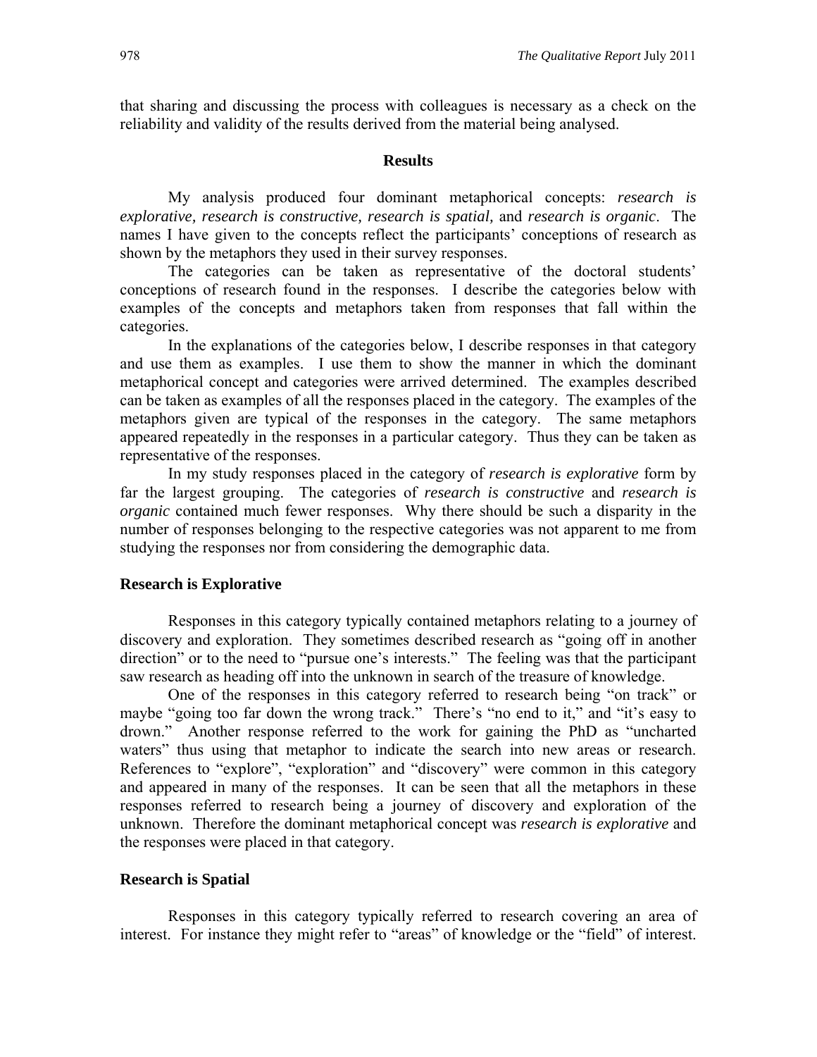that sharing and discussing the process with colleagues is necessary as a check on the reliability and validity of the results derived from the material being analysed.

## Results

My analysis produced four dominant metaphorical concepts: *research is explorative, research is constructive, research is spatial,* and *research is organic*. The names I have given to the concepts reflect the participants' conceptions of research as shown by the metaphors they used in their survey responses.

The categories can be taken as representative of the doctoral students' conceptions of research found in the responses. I describe the categories below with examples of the concepts and metaphors taken from responses that fall within the categories.

In the explanations of the categories below, I describe responses in that category and use them as examples. I use them to show the manner in which the dominant metaphorical concept and categories were arrived determined. The examples described can be taken as examples of all the responses placed in the category. The examples of the metaphors given are typical of the responses in the category. The same metaphors appeared repeatedly in the responses in a particular category. Thus they can be taken as representative of the responses.

In my study responses placed in the category of *research is explorative* form by far the largest grouping. The categories of *research is constructive* and *research is organic* contained much fewer responses. Why there should be such a disparity in the number of responses belonging to the respective categories was not apparent to me from studying the responses nor from considering the demographic data.

### Research is Explorative

Responses in this category typically contained metaphors relating to a journey of discovery and exploration. They sometimes described research as "going off in another direction" or to the need to "pursue one's interests." The feeling was that the participant saw research as heading off into the unknown in search of the treasure of knowledge.

One of the responses in this category referred to research being "on track" or maybe "going too far down the wrong track." There's "no end to it," and "it's easy to drown." Another response referred to the work for gaining the PhD as "uncharted waters" thus using that metaphor to indicate the search into new areas or research. References to "explore", "exploration" and "discovery" were common in this category and appeared in many of the responses. It can be seen that all the metaphors in these responses referred to research being a journey of discovery and exploration of the unknown. Therefore the dominant metaphorical concept was *research is explorative* and the responses were placed in that category.

### Research is Spatial

Responses in this category typically referred to research covering an area of interest. For instance they might refer to "areas" of knowledge or the "field" of interest.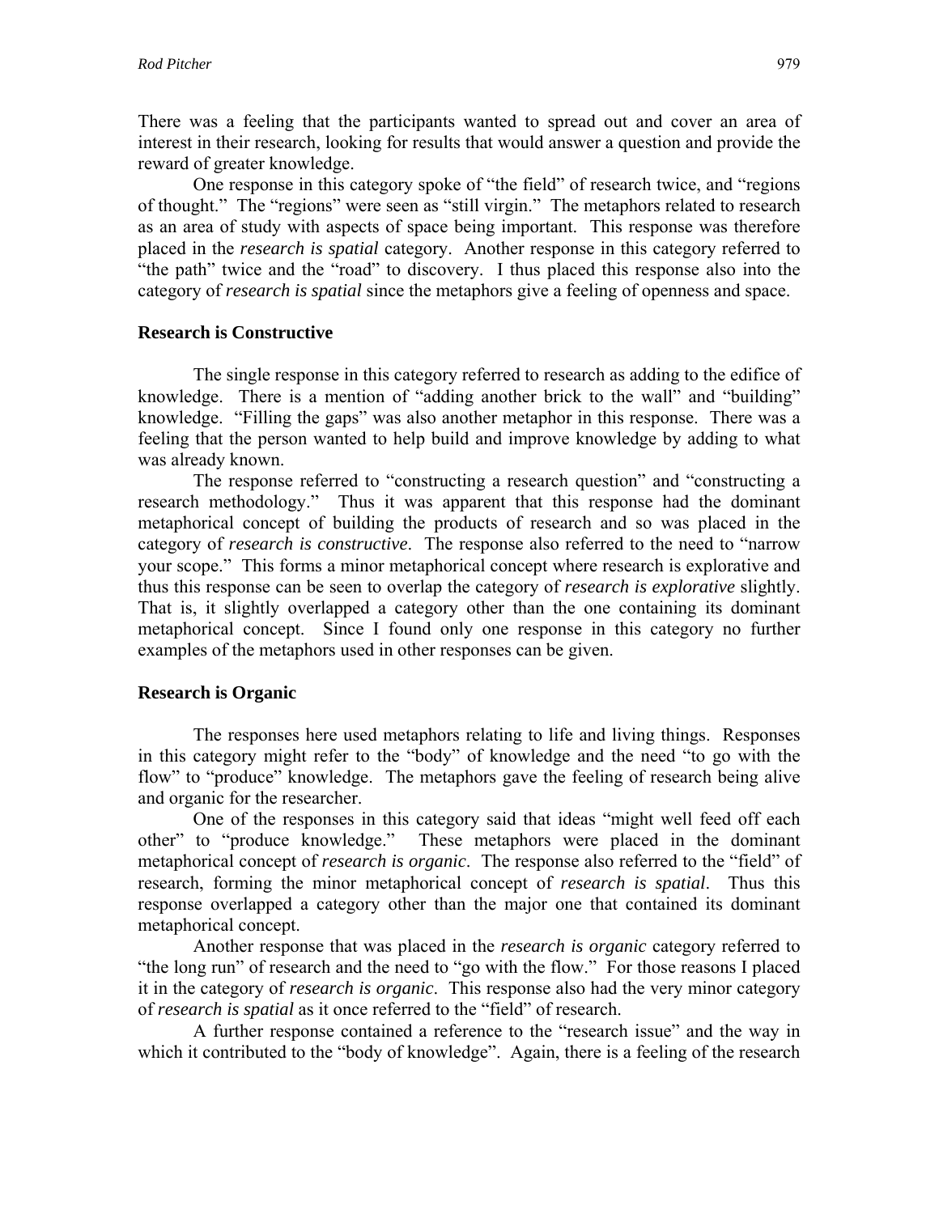There was a feeling that the participants wanted to spread out and cover an area of interest in their research, looking for results that would answer a question and provide the reward of greater knowledge.

One response in this category spoke of "the field" of research twice, and "regions of thought." The "regions" were seen as "still virgin." The metaphors related to research as an area of study with aspects of space being important. This response was therefore placed in the *research is spatial* category. Another response in this category referred to "the path" twice and the "road" to discovery. I thus placed this response also into the category of *research is spatial* since the metaphors give a feeling of openness and space.

### Research is Constructive

The single response in this category referred to research as adding to the edifice of knowledge. There is a mention of "adding another brick to the wall" and "building" knowledge. "Filling the gaps" was also another metaphor in this response. There was a feeling that the person wanted to help build and improve knowledge by adding to what was already known.

The response referred to "constructing a research question" and "constructing a research methodology." Thus it was apparent that this response had the dominant metaphorical concept of building the products of research and so was placed in the category of *research is constructive*. The response also referred to the need to "narrow your scope." This forms a minor metaphorical concept where research is explorative and thus this response can be seen to overlap the category of *research is explorative* slightly. That is, it slightly overlapped a category other than the one containing its dominant metaphorical concept. Since I found only one response in this category no further examples of the metaphors used in other responses can be given.

### Research is Organic

The responses here used metaphors relating to life and living things. Responses in this category might refer to the "body" of knowledge and the need "to go with the flow" to "produce" knowledge. The metaphors gave the feeling of research being alive and organic for the researcher.

One of the responses in this category said that ideas "might well feed off each other" to "produce knowledge." These metaphors were placed in the dominant metaphorical concept of *research is organic*. The response also referred to the "field" of research, forming the minor metaphorical concept of *research is spatial*. Thus this response overlapped a category other than the major one that contained its dominant metaphorical concept.

Another response that was placed in the *research is organic* category referred to "the long run" of research and the need to "go with the flow." For those reasons I placed it in the category of *research is organic*. This response also had the very minor category of *research is spatial* as it once referred to the "field" of research.

A further response contained a reference to the "research issue" and the way in which it contributed to the "body of knowledge". Again, there is a feeling of the research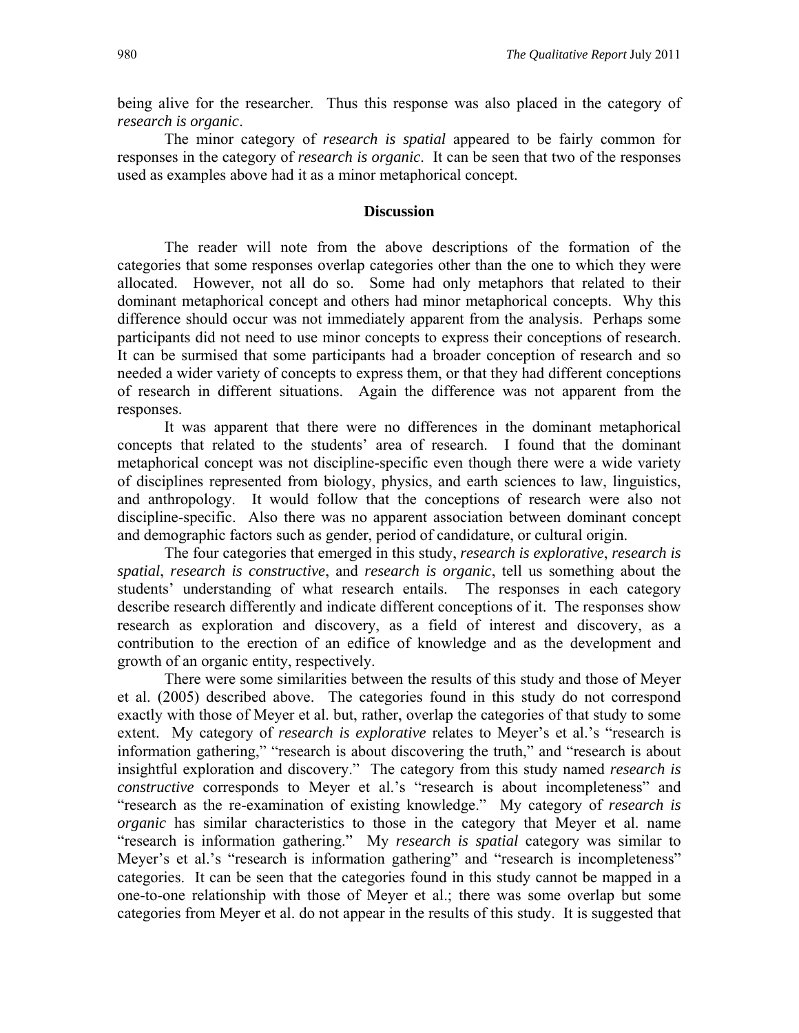being alive for the researcher. Thus this response was also placed in the category of *research is organic*.

The minor category of *research is spatial* appeared to be fairly common for responses in the category of *research is organic*. It can be seen that two of the responses used as examples above had it as a minor metaphorical concept.

## Discussion

The reader will note from the above descriptions of the formation of the categories that some responses overlap categories other than the one to which they were allocated. However, not all do so. Some had only metaphors that related to their dominant metaphorical concept and others had minor metaphorical concepts. Why this difference should occur was not immediately apparent from the analysis. Perhaps some participants did not need to use minor concepts to express their conceptions of research. It can be surmised that some participants had a broader conception of research and so needed a wider variety of concepts to express them, or that they had different conceptions of research in different situations. Again the difference was not apparent from the responses.

It was apparent that there were no differences in the dominant metaphorical concepts that related to the students' area of research. I found that the dominant metaphorical concept was not discipline-specific even though there were a wide variety of disciplines represented from biology, physics, and earth sciences to law, linguistics, and anthropology. It would follow that the conceptions of research were also not discipline-specific. Also there was no apparent association between dominant concept and demographic factors such as gender, period of candidature, or cultural origin.

The four categories that emerged in this study, *research is explorative*, *research is spatial*, *research is constructive*, and *research is organic*, tell us something about the students' understanding of what research entails. The responses in each category describe research differently and indicate different conceptions of it. The responses show research as exploration and discovery, as a field of interest and discovery, as a contribution to the erection of an edifice of knowledge and as the development and growth of an organic entity, respectively.

There were some similarities between the results of this study and those of Meyer et al. (2005) described above. The categories found in this study do not correspond exactly with those of Meyer et al. but, rather, overlap the categories of that study to some extent. My category of *research is explorative* relates to Meyer's et al.'s "research is information gathering," "research is about discovering the truth," and "research is about insightful exploration and discovery." The category from this study named *research is constructive* corresponds to Meyer et al.'s "research is about incompleteness" and "research as the re-examination of existing knowledge." My category of *research is organic* has similar characteristics to those in the category that Meyer et al. name "research is information gathering." My *research is spatial* category was similar to Meyer's et al.'s "research is information gathering" and "research is incompleteness" categories. It can be seen that the categories found in this study cannot be mapped in a one-to-one relationship with those of Meyer et al.; there was some overlap but some categories from Meyer et al. do not appear in the results of this study. It is suggested that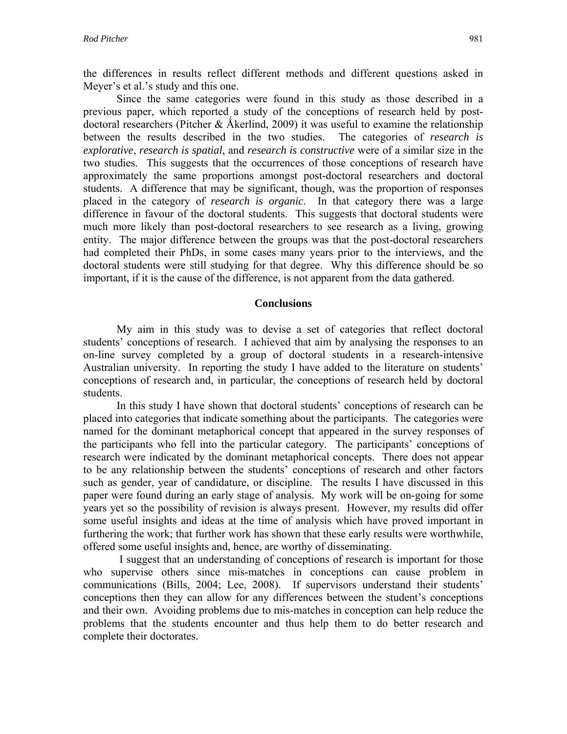the differences in results reflect different methods and different questions asked in Meyer's et al.'s study and this one.

Since the same categories were found in this study as those described in a previous paper, which reported a study of the conceptions of research held by post-doctoral researchers (Pitcher & Åkerlind, 2009) it was useful to examine the relationship between the results described in the two studies. The categories of *research is explorative*, *research is spatial,* and *research is constructive* were of a similar size in the two studies. This suggests that the occurrences of those conceptions of research have approximately the same proportions amongst post-doctoral researchers and doctoral students. A difference that may be significant, though, was the proportion of responses placed in the category of *research is organic*. In that category there was a large difference in favour of the doctoral students. This suggests that doctoral students were much more likely than post-doctoral researchers to see research as a living, growing entity. The major difference between the groups was that the post-doctoral researchers had completed their PhDs, in some cases many years prior to the interviews, and the doctoral students were still studying for that degree. Why this difference should be so important, if it is the cause of the difference, is not apparent from the data gathered.

## Conclusions

My aim in this study was to devise a set of categories that reflect doctoral students' conceptions of research. I achieved that aim by analysing the responses to an on-line survey completed by a group of doctoral students in a research-intensive Australian university. In reporting the study I have added to the literature on students' conceptions of research and, in particular, the conceptions of research held by doctoral students.

In this study I have shown that doctoral students' conceptions of research can be placed into categories that indicate something about the participants. The categories were named for the dominant metaphorical concept that appeared in the survey responses of the participants who fell into the particular category. The participants' conceptions of research were indicated by the dominant metaphorical concepts. There does not appear to be any relationship between the students' conceptions of research and other factors such as gender, year of candidature, or discipline. The results I have discussed in this paper were found during an early stage of analysis. My work will be on-going for some years yet so the possibility of revision is always present. However, my results did offer some useful insights and ideas at the time of analysis which have proved important in furthering the work; that further work has shown that these early results were worthwhile, offered some useful insights and, hence, are worthy of disseminating.

I suggest that an understanding of conceptions of research is important for those who supervise others since mis-matches in conceptions can cause problem in communications (Bills, 2004; Lee, 2008). If supervisors understand their students' conceptions then they can allow for any differences between the student's conceptions and their own. Avoiding problems due to mis-matches in conception can help reduce the problems that the students encounter and thus help them to do better research and complete their doctorates.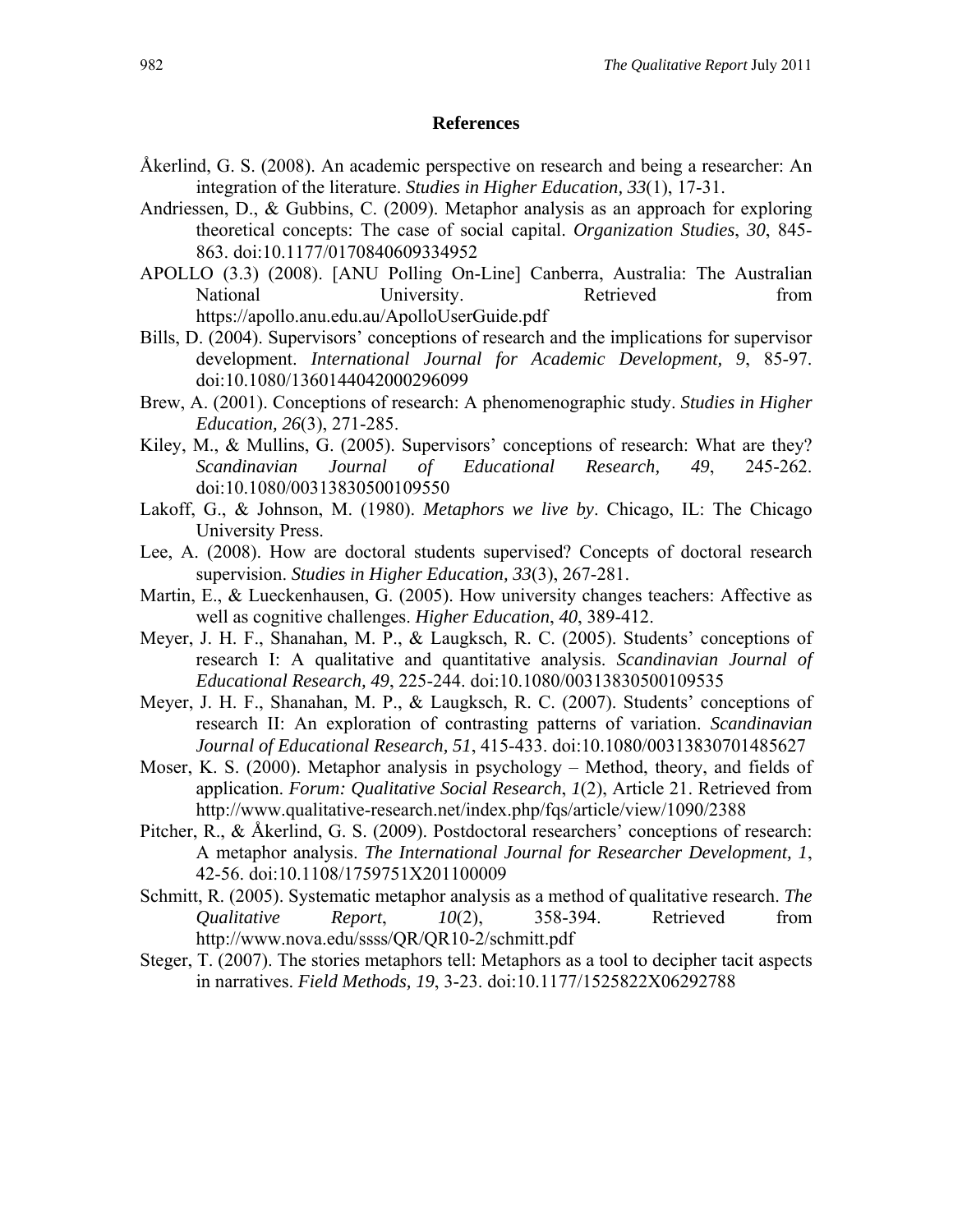## References

Åkerlind, G. S. (2008). An academic perspective on research and being a researcher: An integration of the literature. *Studies in Higher Education, 33*(1), 17-31.

Andriessen, D., & Gubbins, C. (2009). Metaphor analysis as an approach for exploring theoretical concepts: The case of social capital. *Organization Studies*, *30*, 845-863. doi:10.1177/0170840609334952

APOLLO (3.3) (2008). [ANU Polling On-Line] Canberra, Australia: The Australian National University. Retrieved from https://apollo.anu.edu.au/ApolloUserGuide.pdf

Bills, D. (2004). Supervisors' conceptions of research and the implications for supervisor development. *International Journal for Academic Development, 9*, 85-97. doi:10.1080/1360144042000296099

Brew, A. (2001). Conceptions of research: A phenomenographic study. *Studies in Higher Education, 26*(3), 271-285.

Kiley, M., & Mullins, G. (2005). Supervisors' conceptions of research: What are they? *Scandinavian Journal of Educational Research, 49*, 245-262. doi:10.1080/00313830500109550

Lakoff, G., & Johnson, M. (1980). *Metaphors we live by*. Chicago, IL: The Chicago University Press.

Lee, A. (2008). How are doctoral students supervised? Concepts of doctoral research supervision. *Studies in Higher Education, 33*(3), 267-281.

Martin, E., & Lueckenhausen, G. (2005). How university changes teachers: Affective as well as cognitive challenges. *Higher Education*, *40*, 389-412.

Meyer, J. H. F., Shanahan, M. P., & Laugksch, R. C. (2005). Students' conceptions of research I: A qualitative and quantitative analysis. *Scandinavian Journal of Educational Research, 49*, 225-244. doi:10.1080/00313830500109535

Meyer, J. H. F., Shanahan, M. P., & Laugksch, R. C. (2007). Students' conceptions of research II: An exploration of contrasting patterns of variation. *Scandinavian Journal of Educational Research, 51*, 415-433. doi:10.1080/00313830701485627

Moser, K. S. (2000). Metaphor analysis in psychology – Method, theory, and fields of application. *Forum: Qualitative Social Research*, *1*(2), Article 21. Retrieved from http://www.qualitative-research.net/index.php/fqs/article/view/1090/2388

Pitcher, R., & Åkerlind, G. S. (2009). Postdoctoral researchers' conceptions of research: A metaphor analysis. *The International Journal for Researcher Development, 1*, 42-56. doi:10.1108/1759751X201100009

Schmitt, R. (2005). Systematic metaphor analysis as a method of qualitative research. *The Qualitative Report*, *10*(2), 358-394. Retrieved from http://www.nova.edu/ssss/QR/QR10-2/schmitt.pdf

Steger, T. (2007). The stories metaphors tell: Metaphors as a tool to decipher tacit aspects in narratives. *Field Methods, 19*, 3-23. doi:10.1177/1525822X06292788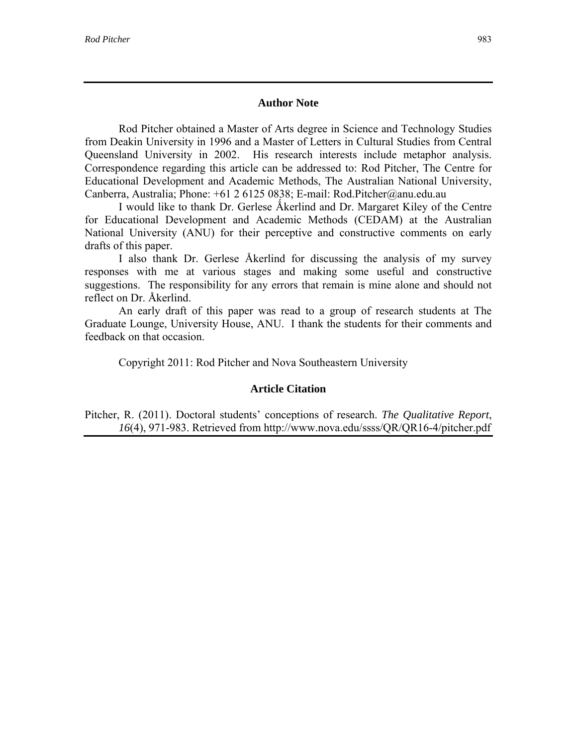## Author Note

Rod Pitcher obtained a Master of Arts degree in Science and Technology Studies from Deakin University in 1996 and a Master of Letters in Cultural Studies from Central Queensland University in 2002. His research interests include metaphor analysis. Correspondence regarding this article can be addressed to: Rod Pitcher, The Centre for Educational Development and Academic Methods, The Australian National University, Canberra, Australia; Phone: +61 2 6125 0838; E-mail: Rod.Pitcher@anu.edu.au

I would like to thank Dr. Gerlese Åkerlind and Dr. Margaret Kiley of the Centre for Educational Development and Academic Methods (CEDAM) at the Australian National University (ANU) for their perceptive and constructive comments on early drafts of this paper.

I also thank Dr. Gerlese Åkerlind for discussing the analysis of my survey responses with me at various stages and making some useful and constructive suggestions. The responsibility for any errors that remain is mine alone and should not reflect on Dr. Åkerlind.

An early draft of this paper was read to a group of research students at The Graduate Lounge, University House, ANU. I thank the students for their comments and feedback on that occasion.

Copyright 2011: Rod Pitcher and Nova Southeastern University

## Article Citation

Pitcher, R. (2011). Doctoral students' conceptions of research. *The Qualitative Report*, *16*(4), 971-983. Retrieved from http://www.nova.edu/ssss/QR/QR16-4/pitcher.pdf